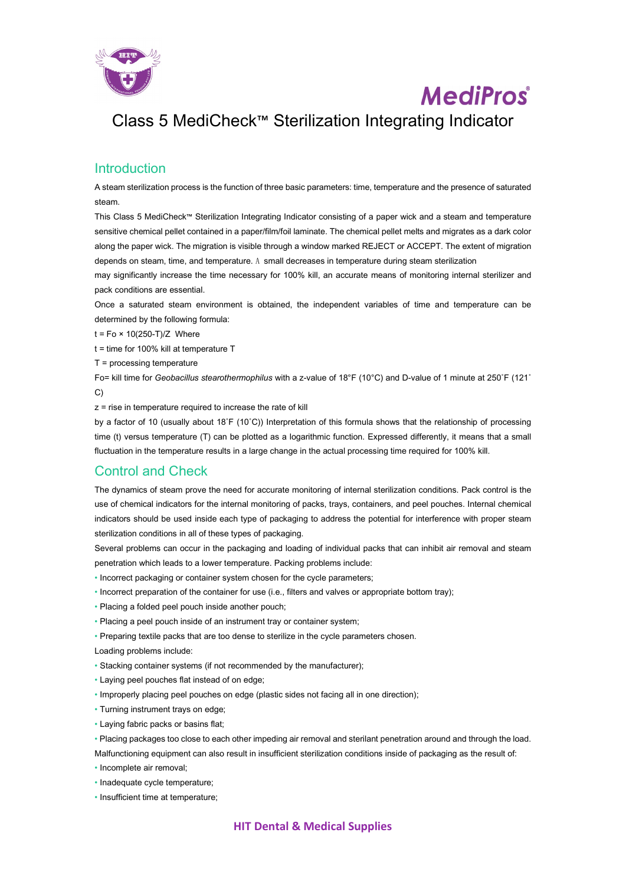MediPros®

# Class 5 MediCheck™ Sterilization Integrating Indicator

## Introduction

A steam sterilization process is the function of three basic parameters: time, temperature and the presence of saturated steam.

This Class 5 MediCheck™ Sterilization Integrating Indicator consisting of a paper wick and a steam and temperature sensitive chemical pellet contained in a paper/film/foil laminate. The chemical pellet melts and migrates as a dark color along the paper wick. The migration is visible through a window marked REJECT or ACCEPT. The extent of migration depends on steam, time, and temperature. A small decreases in temperature during steam sterilization

may significantly increase the time necessary for 100% kill, an accurate means of monitoring internal sterilizer and pack conditions are essential.

Once a saturated steam environment is obtained, the independent variables of time and temperature can be determined by the following formula:

t = Fo × 10(250-T)/Z Where

t = time for 100% kill at temperature T

T = processing temperature

Fo= kill time for *Geobacillus stearothermophilus* with a z-value of 18°F (10°C) and D-value of 1 minute at 250˚F (121˚C)

z = rise in temperature required to increase the rate of kill

by a factor of 10 (usually about 18˚F (10˚C)) Interpretation of this formula shows that the relationship of processing time (t) versus temperature (T) can be plotted as a logarithmic function. Expressed differently, it means that a small fluctuation in the temperature results in a large change in the actual processing time required for 100% kill.

## Control and Check

The dynamics of steam prove the need for accurate monitoring of internal sterilization conditions. Pack control is the use of chemical indicators for the internal monitoring of packs, trays, containers, and peel pouches. Internal chemical indicators should be used inside each type of packaging to address the potential for interference with proper steam sterilization conditions in all of these types of packaging.

Several problems can occur in the packaging and loading of individual packs that can inhibit air removal and steam penetration which leads to a lower temperature. Packing problems include:

- Incorrect packaging or container system chosen for the cycle parameters;
- Incorrect preparation of the container for use (i.e., filters and valves or appropriate bottom tray);
- Placing a folded peel pouch inside another pouch;
- Placing a peel pouch inside of an instrument tray or container system;
- Preparing textile packs that are too dense to sterilize in the cycle parameters chosen.

Loading problems include:

- Stacking container systems (if not recommended by the manufacturer);
- Laying peel pouches flat instead of on edge;
- Improperly placing peel pouches on edge (plastic sides not facing all in one direction);
- Turning instrument trays on edge;
- Laying fabric packs or basins flat;
- Placing packages too close to each other impeding air removal and sterilant penetration around and through the load.

Malfunctioning equipment can also result in insufficient sterilization conditions inside of packaging as the result of:

- Incomplete air removal;
- Inadequate cycle temperature;
- Insufficient time at temperature;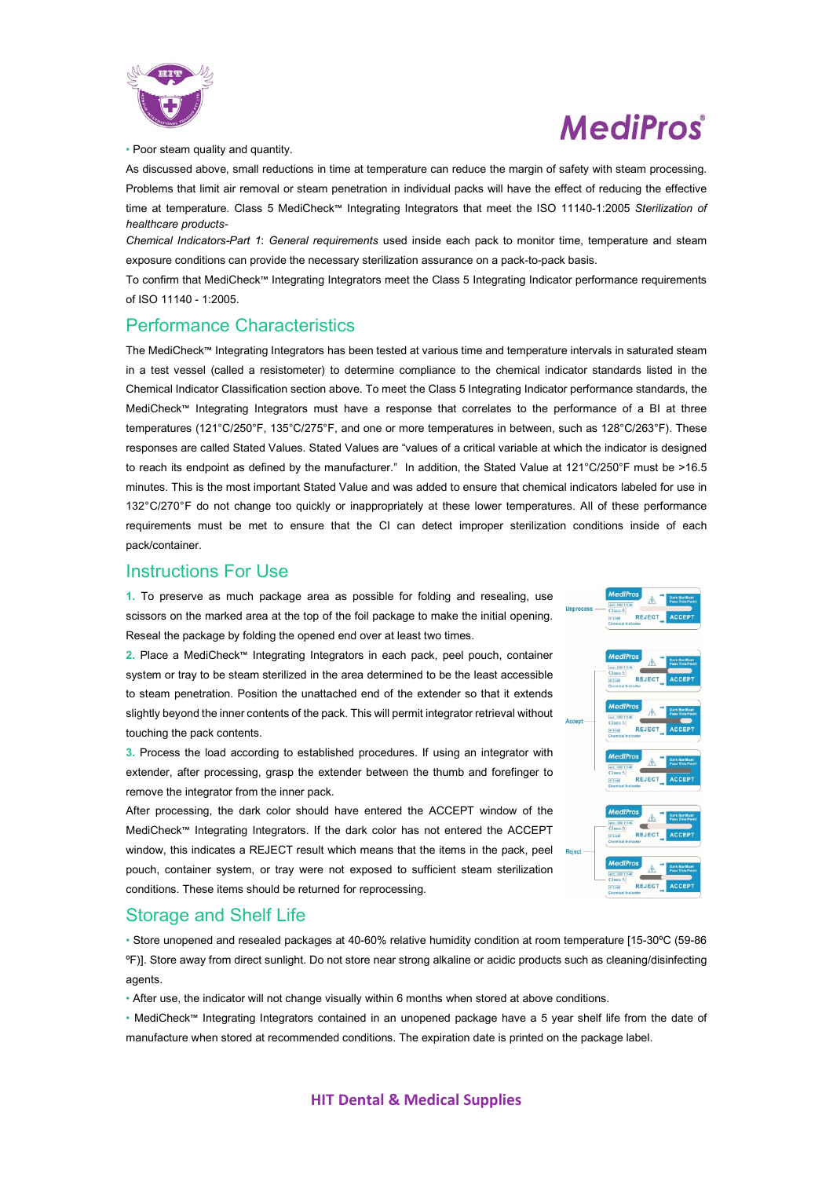• Poor steam quality and quantity.

As discussed above, small reductions in time at temperature can reduce the margin of safety with steam processing. Problems that limit air removal or steam penetration in individual packs will have the effect of reducing the effective time at temperature. Class 5 MediCheck™ Integrating Integrators that meet the ISO 11140-1:2005 *Sterilization of healthcare products-*
*Chemical Indicators-Part 1*: *General requirements* used inside each pack to monitor time, temperature and steam exposure conditions can provide the necessary sterilization assurance on a pack-to-pack basis.

To confirm that MediCheck™ Integrating Integrators meet the Class 5 Integrating Indicator performance requirements of ISO 11140 - 1:2005.

## Performance Characteristics

The MediCheck™ Integrating Integrators has been tested at various time and temperature intervals in saturated steam in a test vessel (called a resistometer) to determine compliance to the chemical indicator standards listed in the Chemical Indicator Classification section above. To meet the Class 5 Integrating Indicator performance standards, the MediCheck™ Integrating Integrators must have a response that correlates to the performance of a BI at three temperatures (121°C/250°F, 135°C/275°F, and one or more temperatures in between, such as 128°C/263°F). These responses are called Stated Values. Stated Values are "values of a critical variable at which the indicator is designed to reach its endpoint as defined by the manufacturer." In addition, the Stated Value at 121°C/250°F must be >16.5 minutes. This is the most important Stated Value and was added to ensure that chemical indicators labeled for use in 132°C/270°F do not change too quickly or inappropriately at these lower temperatures. All of these performance requirements must be met to ensure that the CI can detect improper sterilization conditions inside of each pack/container.

## Instructions For Use

1. To preserve as much package area as possible for folding and resealing, use scissors on the marked area at the top of the foil package to make the initial opening. Reseal the package by folding the opened end over at least two times.
2. Place a MediCheck™ Integrating Integrators in each pack, peel pouch, container system or tray to be steam sterilized in the area determined to be the least accessible to steam penetration. Position the unattached end of the extender so that it extends slightly beyond the inner contents of the pack. This will permit integrator retrieval without touching the pack contents.
3. Process the load according to established procedures. If using an integrator with extender, after processing, grasp the extender between the thumb and forefinger to remove the integrator from the inner pack.

After processing, the dark color should have entered the ACCEPT window of the MediCheck™ Integrating Integrators. If the dark color has not entered the ACCEPT window, this indicates a REJECT result which means that the items in the pack, peel pouch, container system, or tray were not exposed to sufficient steam sterilization conditions. These items should be returned for reprocessing.

Unprocess

Accept

Reject

## Storage and Shelf Life

• Store unopened and resealed packages at 40-60% relative humidity condition at room temperature [15-30ºC (59-86 ºF)]. Store away from direct sunlight. Do not store near strong alkaline or acidic products such as cleaning/disinfecting agents.

• After use, the indicator will not change visually within 6 months when stored at above conditions.

• MediCheck™ Integrating Integrators contained in an unopened package have a 5 year shelf life from the date of manufacture when stored at recommended conditions. The expiration date is printed on the package label.